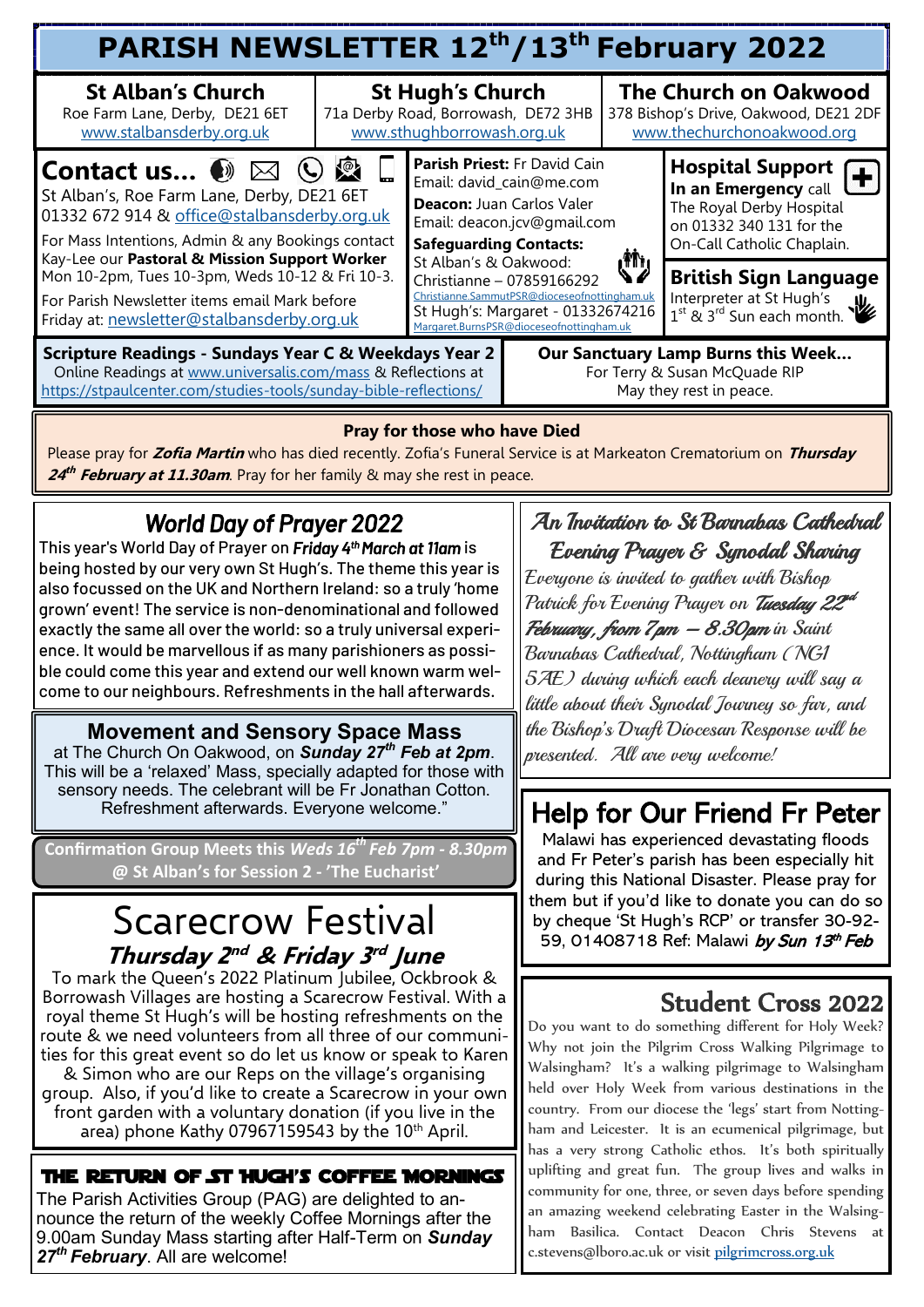# PARISH NEWSLETTER 12th/13th February 2022

**St Alban's Church**
Roe Farm Lane, Derby, DE21 6ET
www.stalbansderby.org.uk

**St Hugh's Church**
71a Derby Road, Borrowash, DE72 3HB
www.sthughborrowash.org.uk

**The Church on Oakwood**
378 Bishop's Drive, Oakwood, DE21 2DF
www.thechurchonoakwood.org

## Contact us...

St Alban's, Roe Farm Lane, Derby, DE21 6ET
01332 672 914 & office@stalbansderby.org.uk

For Mass Intentions, Admin & any Bookings contact Kay-Lee our **Pastoral & Mission Support Worker** Mon 10-2pm, Tues 10-3pm, Weds 10-12 & Fri 10-3.

For Parish Newsletter items email Mark before Friday at: newsletter@stalbansderby.org.uk

**Parish Priest:** Fr David Cain
Email: david_cain@me.com

**Deacon:** Juan Carlos Valer
Email: deacon.jcv@gmail.com

**Safeguarding Contacts:**
St Alban's & Oakwood: Christianne – 07859166292
Christianne.SammutPSR@dioceseofnottingham.uk
St Hugh's: Margaret - 01332674216
Margaret.BurnsPSR@dioceseofnottingham.uk

**Hospital Support**
**In an Emergency** call The Royal Derby Hospital on 01332 340 131 for the On-Call Catholic Chaplain.

**British Sign Language**
Interpreter at St Hugh's 1st & 3rd Sun each month.

**Scripture Readings - Sundays Year C & Weekdays Year 2**
Online Readings at www.universalis.com/mass & Reflections at https://stpaulcenter.com/studies-tools/sunday-bible-reflections/

**Our Sanctuary Lamp Burns this Week...**
For Terry & Susan McQuade RIP
May they rest in peace.

### Pray for those who have Died

Please pray for ***Zofia Martin*** who has died recently. Zofia's Funeral Service is at Markeaton Crematorium on ***Thursday 24th February at 11.30am***. Pray for her family & may she rest in peace.

## World Day of Prayer 2022

This year's World Day of Prayer on ***Friday 4th March at 11am*** is being hosted by our very own St Hugh's. The theme this year is also focussed on the UK and Northern Ireland: so a truly 'home grown' event! The service is non-denominational and followed exactly the same all over the world: so a truly universal experience. It would be marvellous if as many parishioners as possible could come this year and extend our well known warm welcome to our neighbours. Refreshments in the hall afterwards.

## Movement and Sensory Space Mass

at The Church On Oakwood, on ***Sunday 27th Feb at 2pm***. This will be a 'relaxed' Mass, specially adapted for those with sensory needs. The celebrant will be Fr Jonathan Cotton. Refreshment afterwards. Everyone welcome."

**Confirmation Group Meets this *Weds 16th Feb 7pm - 8.30pm* @ St Alban's for Session 2 - 'The Eucharist'**

## Scarecrow Festival

### *Thursday 2nd & Friday 3rd June*

To mark the Queen's 2022 Platinum Jubilee, Ockbrook & Borrowash Villages are hosting a Scarecrow Festival. With a royal theme St Hugh's will be hosting refreshments on the route & we need volunteers from all three of our communities for this great event so do let us know or speak to Karen & Simon who are our Reps on the village's organising group. Also, if you'd like to create a Scarecrow in your own front garden with a voluntary donation (if you live in the area) phone Kathy 07967159543 by the 10th April.

## THE RETURN OF ST HUGH'S COFFEE MORNINGS

The Parish Activities Group (PAG) are delighted to announce the return of the weekly Coffee Mornings after the 9.00am Sunday Mass starting after Half-Term on ***Sunday 27th February***. All are welcome!

## An Invitation to St Barnabas Cathedral Evening Prayer & Synodal Sharing

*Everyone is invited to gather with Bishop Patrick for Evening Prayer on **Tuesday 22nd February, from 7pm – 8.30pm** in Saint Barnabas Cathedral, Nottingham (NG1 5AE) during which each deanery will say a little about their Synodal Journey so far, and the Bishop's Draft Diocesan Response will be presented. All are very welcome!*

## Help for Our Friend Fr Peter

Malawi has experienced devastating floods and Fr Peter's parish has been especially hit during this National Disaster. Please pray for them but if you'd like to donate you can do so by cheque 'St Hugh's RCP' or transfer 30-92-59, 01408718 Ref: Malawi ***by Sun 13th Feb***

## Student Cross 2022

Do you want to do something different for Holy Week? Why not join the Pilgrim Cross Walking Pilgrimage to Walsingham? It's a walking pilgrimage to Walsingham held over Holy Week from various destinations in the country. From our diocese the 'legs' start from Nottingham and Leicester. It is an ecumenical pilgrimage, but has a very strong Catholic ethos. It's both spiritually uplifting and great fun. The group lives and walks in community for one, three, or seven days before spending an amazing weekend celebrating Easter in the Walsingham Basilica. Contact Deacon Chris Stevens at c.stevens@lboro.ac.uk or visit pilgrimcross.org.uk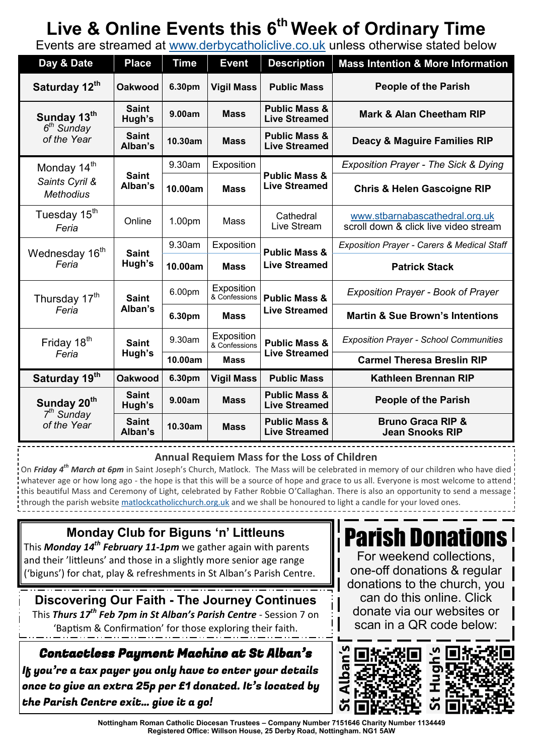# Live & Online Events this 6th Week of Ordinary Time

Events are streamed at www.derbycatholiclive.co.uk unless otherwise stated below

| Day & Date | Place | Time | Event | Description | Mass Intention & More Information |
|---|---|---|---|---|---|
| **Saturday 12th** | **Oakwood** | **6.30pm** | **Vigil Mass** | **Public Mass** | **People of the Parish** |
| **Sunday 13th** *6th Sunday of the Year* | **Saint Hugh's** | **9.00am** | **Mass** | **Public Mass & Live Streamed** | **Mark & Alan Cheetham RIP** |
| | **Saint Alban's** | **10.30am** | **Mass** | **Public Mass & Live Streamed** | **Deacy & Maguire Families RIP** |
| Monday 14th *Saints Cyril & Methodius* | **Saint Alban's** | 9.30am | Exposition | **Public Mass & Live Streamed** | *Exposition Prayer - The Sick & Dying* |
| | | **10.00am** | **Mass** | | **Chris & Helen Gascoigne RIP** |
| Tuesday 15th *Feria* | Online | 1.00pm | Mass | Cathedral Live Stream | www.stbarnabascathedral.org.uk scroll down & click live video stream |
| Wednesday 16th *Feria* | **Saint Hugh's** | 9.30am | Exposition | **Public Mass & Live Streamed** | *Exposition Prayer - Carers & Medical Staff* |
| | | **10.00am** | **Mass** | | **Patrick Stack** |
| Thursday 17th *Feria* | **Saint Alban's** | 6.00pm | Exposition & Confessions | **Public Mass & Live Streamed** | *Exposition Prayer - Book of Prayer* |
| | | **6.30pm** | **Mass** | | **Martin & Sue Brown's Intentions** |
| Friday 18th *Feria* | **Saint Hugh's** | 9.30am | Exposition & Confessions | **Public Mass & Live Streamed** | *Exposition Prayer - School Communities* |
| | | **10.00am** | **Mass** | | **Carmel Theresa Breslin RIP** |
| **Saturday 19th** | **Oakwood** | **6.30pm** | **Vigil Mass** | **Public Mass** | **Kathleen Brennan RIP** |
| **Sunday 20th** *7th Sunday of the Year* | **Saint Hugh's** | **9.00am** | **Mass** | **Public Mass & Live Streamed** | **People of the Parish** |
| | **Saint Alban's** | **10.30am** | **Mass** | **Public Mass & Live Streamed** | **Bruno Graca RIP & Jean Snooks RIP** |

## Annual Requiem Mass for the Loss of Children

On ***Friday 4th March at 6pm*** in Saint Joseph's Church, Matlock. The Mass will be celebrated in memory of our children who have died whatever age or how long ago - the hope is that this will be a source of hope and grace to us all. Everyone is most welcome to attend this beautiful Mass and Ceremony of Light, celebrated by Father Robbie O'Callaghan. There is also an opportunity to send a message through the parish website matlockcatholicchurch.org.uk and we shall be honoured to light a candle for your loved ones.

## Monday Club for Biguns 'n' Littleuns

This ***Monday 14th February 11-1pm*** we gather again with parents and their 'littleuns' and those in a slightly more senior age range ('biguns') for chat, play & refreshments in St Alban's Parish Centre.

## Discovering Our Faith - The Journey Continues

This ***Thurs 17th Feb 7pm in St Alban's Parish Centre*** - Session 7 on 'Baptism & Confirmation' for those exploring their faith.

## *Contactless Payment Machine at St Alban's*

***If you're a tax payer you only have to enter your details once to give an extra 25p per £1 donated. It's located by the Parish Centre exit… give it a go!***

## Parish Donations

For weekend collections, one-off donations & regular donations to the church, you can do this online. Click donate via our websites or scan in a QR code below:

St Alban's

St Hugh's

Nottingham Roman Catholic Diocesan Trustees – Company Number 7151646 Charity Number 1134449
Registered Office: Willson House, 25 Derby Road, Nottingham. NG1 5AW